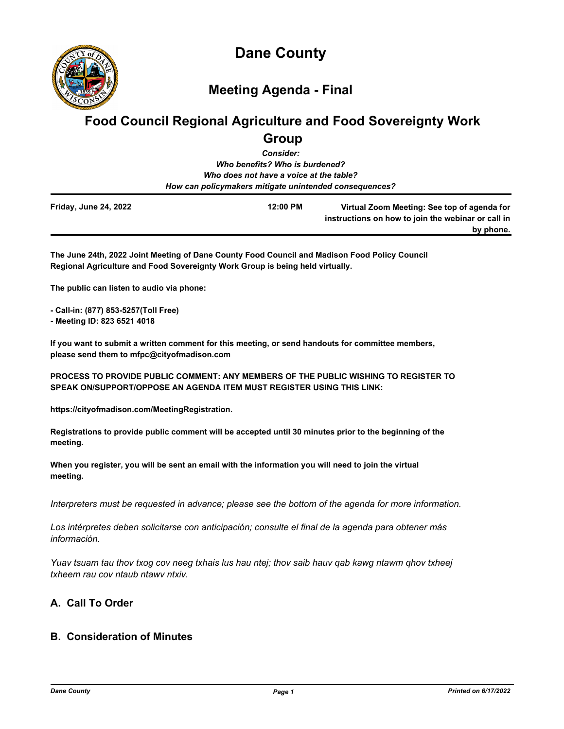# Dane County

## Meeting Agenda - Final

# Food Council Regional Agriculture and Food Sovereignty Work Group

***Consider:***
***Who benefits? Who is burdened?***
***Who does not have a voice at the table?***
***How can policymakers mitigate unintended consequences?***

| Friday, June 24, 2022 | 12:00 PM | Virtual Zoom Meeting: See top of agenda for instructions on how to join the webinar or call in by phone. |
|---|---|---|

**The June 24th, 2022 Joint Meeting of Dane County Food Council and Madison Food Policy Council Regional Agriculture and Food Sovereignty Work Group is being held virtually.**

**The public can listen to audio via phone:**

**- Call-in: (877) 853-5257(Toll Free)**
**- Meeting ID: 823 6521 4018**

**If you want to submit a written comment for this meeting, or send handouts for committee members, please send them to mfpc@cityofmadison.com**

**PROCESS TO PROVIDE PUBLIC COMMENT: ANY MEMBERS OF THE PUBLIC WISHING TO REGISTER TO SPEAK ON/SUPPORT/OPPOSE AN AGENDA ITEM MUST REGISTER USING THIS LINK:**

**https://cityofmadison.com/MeetingRegistration.**

**Registrations to provide public comment will be accepted until 30 minutes prior to the beginning of the meeting.**

**When you register, you will be sent an email with the information you will need to join the virtual meeting.**

*Interpreters must be requested in advance; please see the bottom of the agenda for more information.*

*Los intérpretes deben solicitarse con anticipación; consulte el final de la agenda para obtener más información.*

*Yuav tsuam tau thov txog cov neeg txhais lus hau ntej; thov saib hauv qab kawg ntawm qhov txheej txheem rau cov ntaub ntawv ntxiv.*

## A. Call To Order

## B. Consideration of Minutes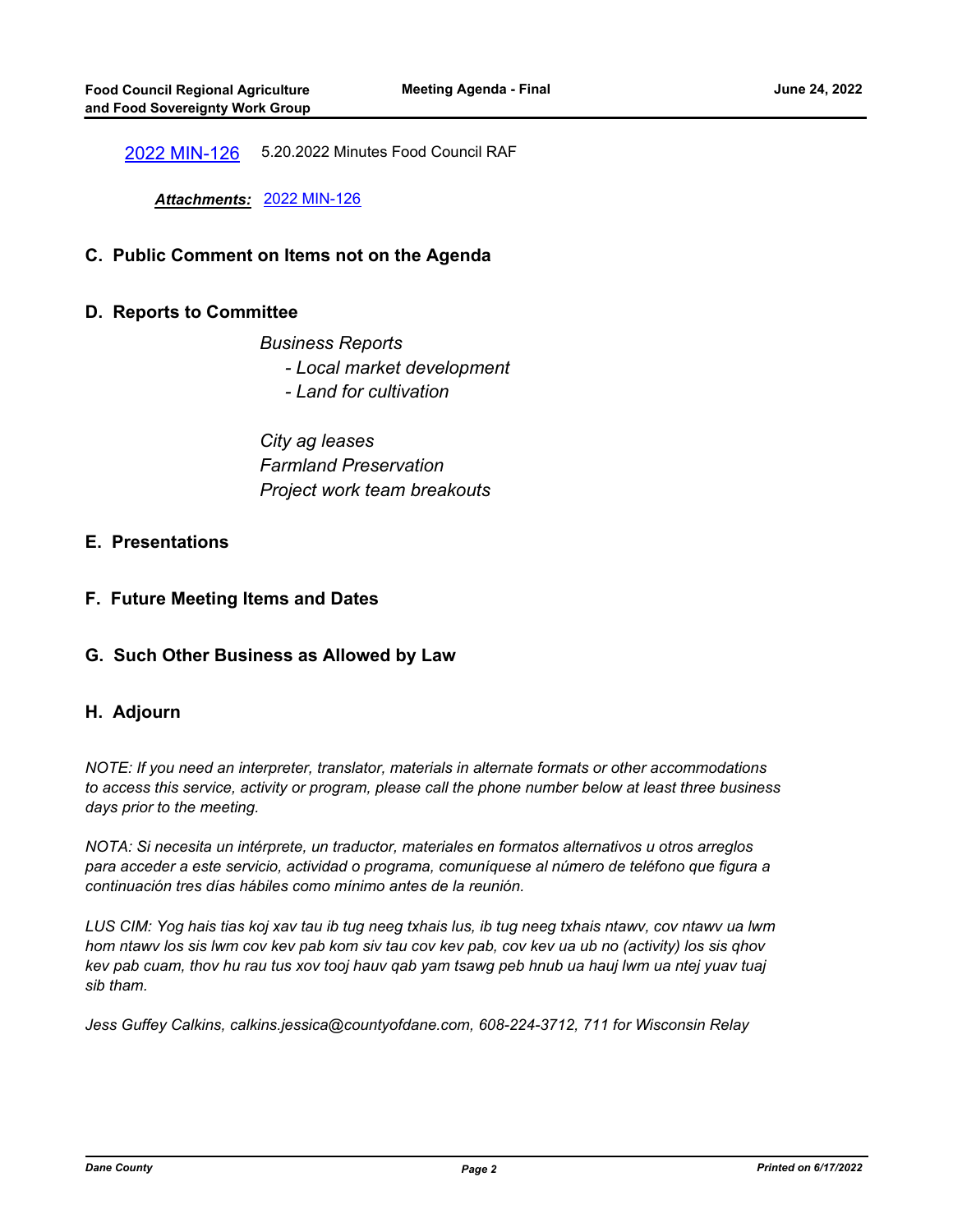2022 MIN-126 5.20.2022 Minutes Food Council RAF

***Attachments:*** 2022 MIN-126

## C. Public Comment on Items not on the Agenda

## D. Reports to Committee

*Business Reports*

*- Local market development*

*- Land for cultivation*

*City ag leases*

*Farmland Preservation*

*Project work team breakouts*

## E. Presentations

## F. Future Meeting Items and Dates

## G. Such Other Business as Allowed by Law

## H. Adjourn

*NOTE: If you need an interpreter, translator, materials in alternate formats or other accommodations to access this service, activity or program, please call the phone number below at least three business days prior to the meeting.*

*NOTA: Si necesita un intérprete, un traductor, materiales en formatos alternativos u otros arreglos para acceder a este servicio, actividad o programa, comuníquese al número de teléfono que figura a continuación tres días hábiles como mínimo antes de la reunión.*

*LUS CIM: Yog hais tias koj xav tau ib tug neeg txhais lus, ib tug neeg txhais ntawv, cov ntawv ua lwm hom ntawv los sis lwm cov kev pab kom siv tau cov kev pab, cov kev ua ub no (activity) los sis qhov kev pab cuam, thov hu rau tus xov tooj hauv qab yam tsawg peb hnub ua hauj lwm ua ntej yuav tuaj sib tham.*

*Jess Guffey Calkins, calkins.jessica@countyofdane.com, 608-224-3712, 711 for Wisconsin Relay*